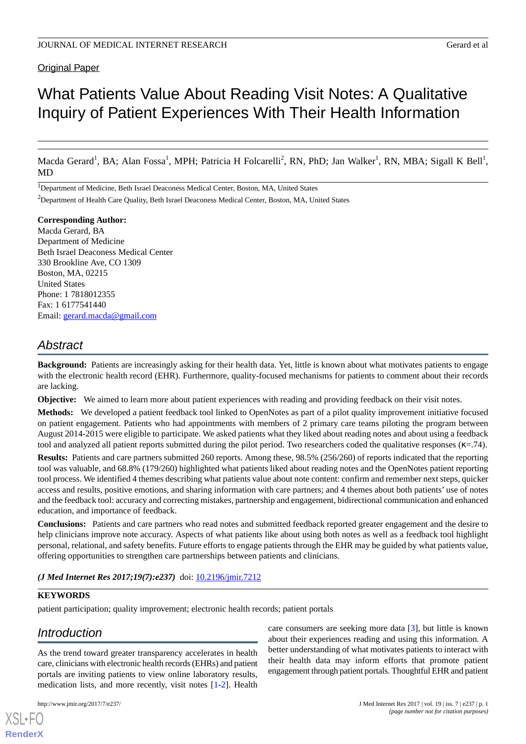Original Paper

# What Patients Value About Reading Visit Notes: A Qualitative Inquiry of Patient Experiences With Their Health Information

Macda Gerard[1], BA; Alan Fossa[1], MPH; Patricia H Folcarelli[2], RN, PhD; Jan Walker[1], RN, MBA; Sigall K Bell[1], MD

[1]Department of Medicine, Beth Israel Deaconess Medical Center, Boston, MA, United States

[2]Department of Health Care Quality, Beth Israel Deaconess Medical Center, Boston, MA, United States

**Corresponding Author:**
Macda Gerard, BA
Department of Medicine
Beth Israel Deaconess Medical Center
330 Brookline Ave, CO 1309
Boston, MA, 02215
United States
Phone: 1 7818012355
Fax: 1 6177541440
Email: gerard.macda@gmail.com

## Abstract

**Background:** Patients are increasingly asking for their health data. Yet, little is known about what motivates patients to engage with the electronic health record (EHR). Furthermore, quality-focused mechanisms for patients to comment about their records are lacking.

**Objective:** We aimed to learn more about patient experiences with reading and providing feedback on their visit notes.

**Methods:** We developed a patient feedback tool linked to OpenNotes as part of a pilot quality improvement initiative focused on patient engagement. Patients who had appointments with members of 2 primary care teams piloting the program between August 2014-2015 were eligible to participate. We asked patients what they liked about reading notes and about using a feedback tool and analyzed all patient reports submitted during the pilot period. Two researchers coded the qualitative responses (κ=.74).

**Results:** Patients and care partners submitted 260 reports. Among these, 98.5% (256/260) of reports indicated that the reporting tool was valuable, and 68.8% (179/260) highlighted what patients liked about reading notes and the OpenNotes patient reporting tool process. We identified 4 themes describing what patients value about note content: confirm and remember next steps, quicker access and results, positive emotions, and sharing information with care partners; and 4 themes about both patients' use of notes and the feedback tool: accuracy and correcting mistakes, partnership and engagement, bidirectional communication and enhanced education, and importance of feedback.

**Conclusions:** Patients and care partners who read notes and submitted feedback reported greater engagement and the desire to help clinicians improve note accuracy. Aspects of what patients like about using both notes as well as a feedback tool highlight personal, relational, and safety benefits. Future efforts to engage patients through the EHR may be guided by what patients value, offering opportunities to strengthen care partnerships between patients and clinicians.

***(J Med Internet Res 2017;19(7):e237)*** doi: 10.2196/jmir.7212

**KEYWORDS**

patient participation; quality improvement; electronic health records; patient portals

## Introduction

As the trend toward greater transparency accelerates in health care, clinicians with electronic health records (EHRs) and patient portals are inviting patients to view online laboratory results, medication lists, and more recently, visit notes [1-2]. Health care consumers are seeking more data [3], but little is known about their experiences reading and using this information. A better understanding of what motivates patients to interact with their health data may inform efforts that promote patient engagement through patient portals. Thoughtful EHR and patient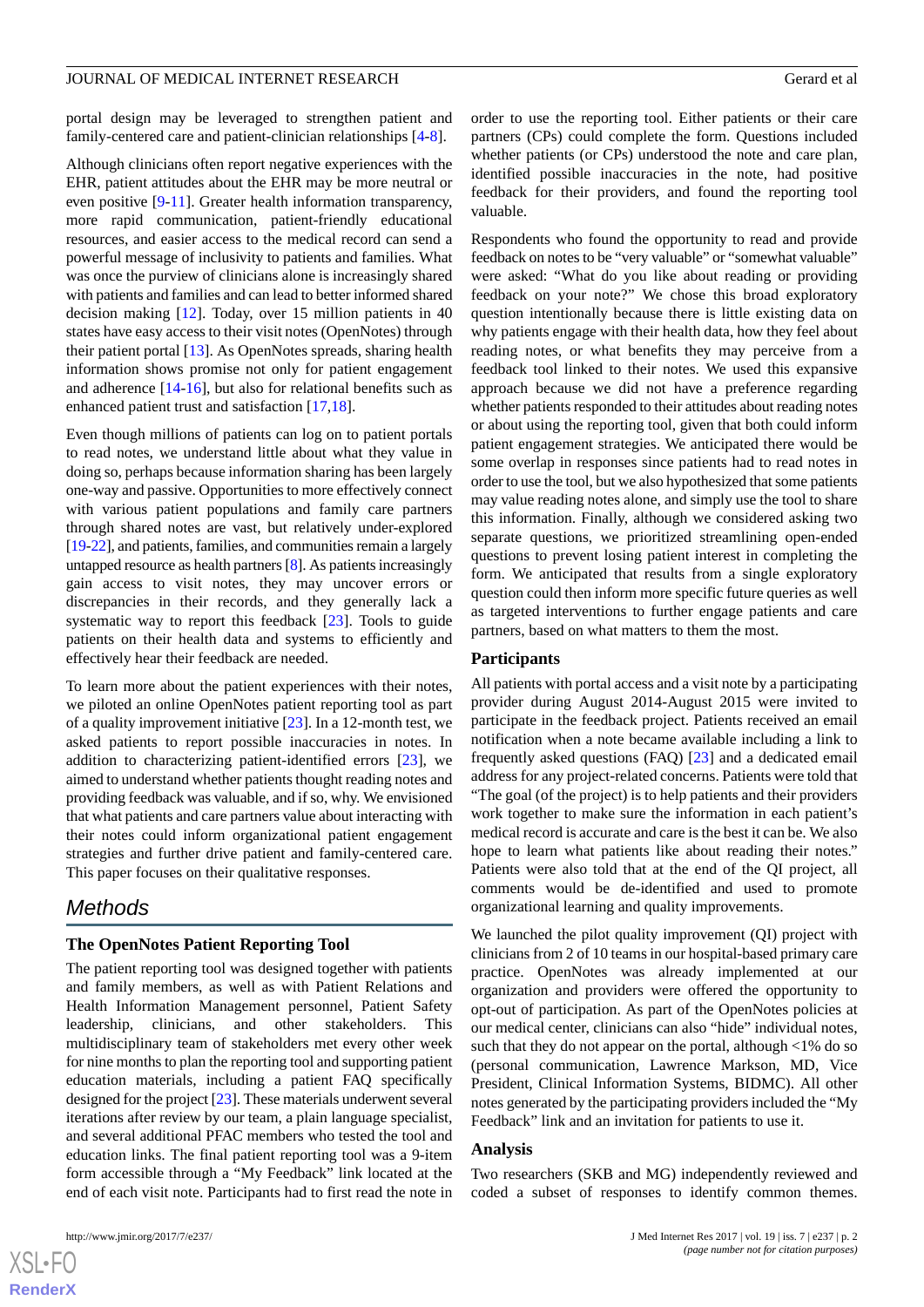portal design may be leveraged to strengthen patient and family-centered care and patient-clinician relationships [4-8].

Although clinicians often report negative experiences with the EHR, patient attitudes about the EHR may be more neutral or even positive [9-11]. Greater health information transparency, more rapid communication, patient-friendly educational resources, and easier access to the medical record can send a powerful message of inclusivity to patients and families. What was once the purview of clinicians alone is increasingly shared with patients and families and can lead to better informed shared decision making [12]. Today, over 15 million patients in 40 states have easy access to their visit notes (OpenNotes) through their patient portal [13]. As OpenNotes spreads, sharing health information shows promise not only for patient engagement and adherence [14-16], but also for relational benefits such as enhanced patient trust and satisfaction [17,18].

Even though millions of patients can log on to patient portals to read notes, we understand little about what they value in doing so, perhaps because information sharing has been largely one-way and passive. Opportunities to more effectively connect with various patient populations and family care partners through shared notes are vast, but relatively under-explored [19-22], and patients, families, and communities remain a largely untapped resource as health partners [8]. As patients increasingly gain access to visit notes, they may uncover errors or discrepancies in their records, and they generally lack a systematic way to report this feedback [23]. Tools to guide patients on their health data and systems to efficiently and effectively hear their feedback are needed.

To learn more about the patient experiences with their notes, we piloted an online OpenNotes patient reporting tool as part of a quality improvement initiative [23]. In a 12-month test, we asked patients to report possible inaccuracies in notes. In addition to characterizing patient-identified errors [23], we aimed to understand whether patients thought reading notes and providing feedback was valuable, and if so, why. We envisioned that what patients and care partners value about interacting with their notes could inform organizational patient engagement strategies and further drive patient and family-centered care. This paper focuses on their qualitative responses.

## Methods

### The OpenNotes Patient Reporting Tool

The patient reporting tool was designed together with patients and family members, as well as with Patient Relations and Health Information Management personnel, Patient Safety leadership, clinicians, and other stakeholders. This multidisciplinary team of stakeholders met every other week for nine months to plan the reporting tool and supporting patient education materials, including a patient FAQ specifically designed for the project [23]. These materials underwent several iterations after review by our team, a plain language specialist, and several additional PFAC members who tested the tool and education links. The final patient reporting tool was a 9-item form accessible through a "My Feedback" link located at the end of each visit note. Participants had to first read the note in order to use the reporting tool. Either patients or their care partners (CPs) could complete the form. Questions included whether patients (or CPs) understood the note and care plan, identified possible inaccuracies in the note, had positive feedback for their providers, and found the reporting tool valuable.

Respondents who found the opportunity to read and provide feedback on notes to be "very valuable" or "somewhat valuable" were asked: "What do you like about reading or providing feedback on your note?" We chose this broad exploratory question intentionally because there is little existing data on why patients engage with their health data, how they feel about reading notes, or what benefits they may perceive from a feedback tool linked to their notes. We used this expansive approach because we did not have a preference regarding whether patients responded to their attitudes about reading notes or about using the reporting tool, given that both could inform patient engagement strategies. We anticipated there would be some overlap in responses since patients had to read notes in order to use the tool, but we also hypothesized that some patients may value reading notes alone, and simply use the tool to share this information. Finally, although we considered asking two separate questions, we prioritized streamlining open-ended questions to prevent losing patient interest in completing the form. We anticipated that results from a single exploratory question could then inform more specific future queries as well as targeted interventions to further engage patients and care partners, based on what matters to them the most.

### Participants

All patients with portal access and a visit note by a participating provider during August 2014-August 2015 were invited to participate in the feedback project. Patients received an email notification when a note became available including a link to frequently asked questions (FAQ) [23] and a dedicated email address for any project-related concerns. Patients were told that "The goal (of the project) is to help patients and their providers work together to make sure the information in each patient's medical record is accurate and care is the best it can be. We also hope to learn what patients like about reading their notes." Patients were also told that at the end of the QI project, all comments would be de-identified and used to promote organizational learning and quality improvements.

We launched the pilot quality improvement (QI) project with clinicians from 2 of 10 teams in our hospital-based primary care practice. OpenNotes was already implemented at our organization and providers were offered the opportunity to opt-out of participation. As part of the OpenNotes policies at our medical center, clinicians can also "hide" individual notes, such that they do not appear on the portal, although <1% do so (personal communication, Lawrence Markson, MD, Vice President, Clinical Information Systems, BIDMC). All other notes generated by the participating providers included the "My Feedback" link and an invitation for patients to use it.

### Analysis

Two researchers (SKB and MG) independently reviewed and coded a subset of responses to identify common themes.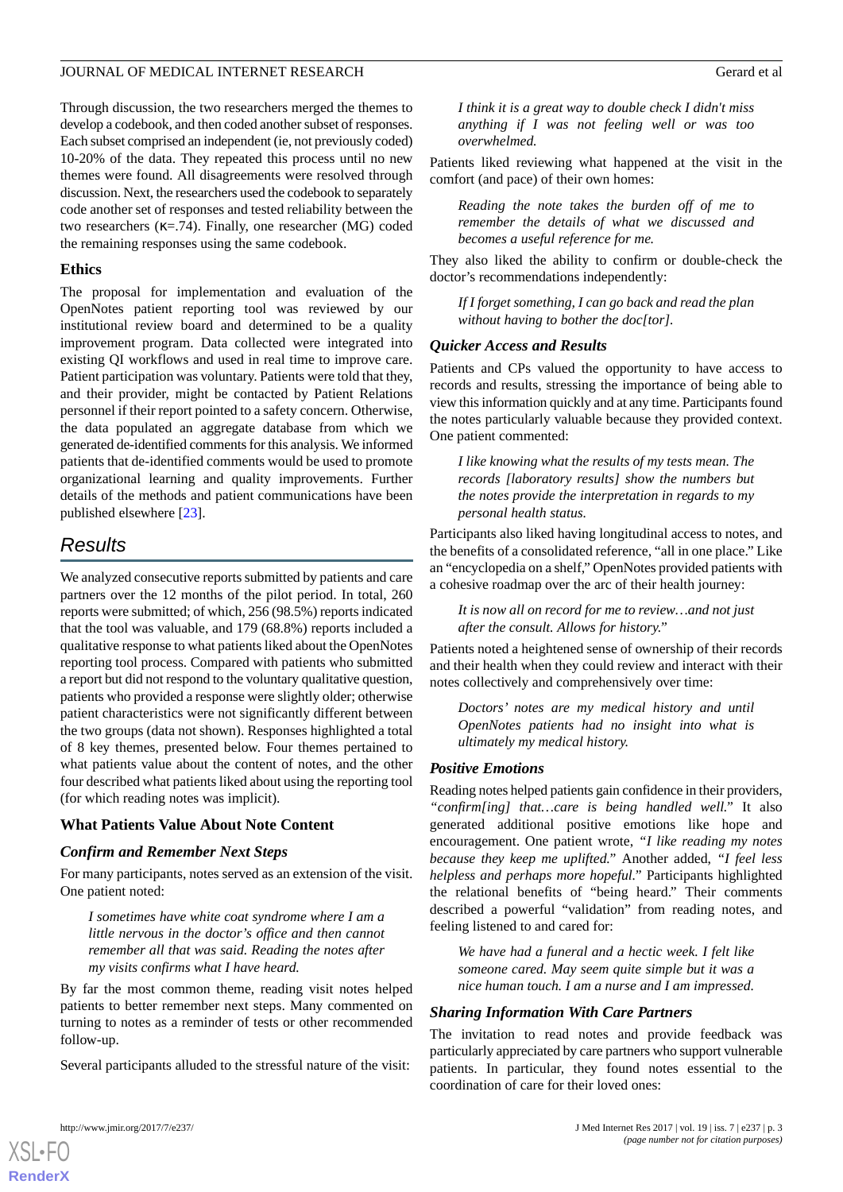Through discussion, the two researchers merged the themes to develop a codebook, and then coded another subset of responses. Each subset comprised an independent (ie, not previously coded) 10-20% of the data. They repeated this process until no new themes were found. All disagreements were resolved through discussion. Next, the researchers used the codebook to separately code another set of responses and tested reliability between the two researchers (κ=.74). Finally, one researcher (MG) coded the remaining responses using the same codebook.

### Ethics

The proposal for implementation and evaluation of the OpenNotes patient reporting tool was reviewed by our institutional review board and determined to be a quality improvement program. Data collected were integrated into existing QI workflows and used in real time to improve care. Patient participation was voluntary. Patients were told that they, and their provider, might be contacted by Patient Relations personnel if their report pointed to a safety concern. Otherwise, the data populated an aggregate database from which we generated de-identified comments for this analysis. We informed patients that de-identified comments would be used to promote organizational learning and quality improvements. Further details of the methods and patient communications have been published elsewhere [23].

## Results

We analyzed consecutive reports submitted by patients and care partners over the 12 months of the pilot period. In total, 260 reports were submitted; of which, 256 (98.5%) reports indicated that the tool was valuable, and 179 (68.8%) reports included a qualitative response to what patients liked about the OpenNotes reporting tool process. Compared with patients who submitted a report but did not respond to the voluntary qualitative question, patients who provided a response were slightly older; otherwise patient characteristics were not significantly different between the two groups (data not shown). Responses highlighted a total of 8 key themes, presented below. Four themes pertained to what patients value about the content of notes, and the other four described what patients liked about using the reporting tool (for which reading notes was implicit).

### What Patients Value About Note Content

#### *Confirm and Remember Next Steps*

For many participants, notes served as an extension of the visit. One patient noted:

> *I sometimes have white coat syndrome where I am a little nervous in the doctor's office and then cannot remember all that was said. Reading the notes after my visits confirms what I have heard.*

By far the most common theme, reading visit notes helped patients to better remember next steps. Many commented on turning to notes as a reminder of tests or other recommended follow-up.

Several participants alluded to the stressful nature of the visit:

> *I think it is a great way to double check I didn't miss anything if I was not feeling well or was too overwhelmed.*

Patients liked reviewing what happened at the visit in the comfort (and pace) of their own homes:

> *Reading the note takes the burden off of me to remember the details of what we discussed and becomes a useful reference for me.*

They also liked the ability to confirm or double-check the doctor's recommendations independently:

> *If I forget something, I can go back and read the plan without having to bother the doc[tor].*

#### *Quicker Access and Results*

Patients and CPs valued the opportunity to have access to records and results, stressing the importance of being able to view this information quickly and at any time. Participants found the notes particularly valuable because they provided context. One patient commented:

> *I like knowing what the results of my tests mean. The records [laboratory results] show the numbers but the notes provide the interpretation in regards to my personal health status.*

Participants also liked having longitudinal access to notes, and the benefits of a consolidated reference, "all in one place." Like an "encyclopedia on a shelf," OpenNotes provided patients with a cohesive roadmap over the arc of their health journey:

> *It is now all on record for me to review…and not just after the consult. Allows for history.*"

Patients noted a heightened sense of ownership of their records and their health when they could review and interact with their notes collectively and comprehensively over time:

> *Doctors' notes are my medical history and until OpenNotes patients had no insight into what is ultimately my medical history.*

#### *Positive Emotions*

Reading notes helped patients gain confidence in their providers, *"confirm[ing] that…care is being handled well."* It also generated additional positive emotions like hope and encouragement. One patient wrote, *"I like reading my notes because they keep me uplifted."* Another added, *"I feel less helpless and perhaps more hopeful."* Participants highlighted the relational benefits of "being heard." Their comments described a powerful "validation" from reading notes, and feeling listened to and cared for:

> *We have had a funeral and a hectic week. I felt like someone cared. May seem quite simple but it was a nice human touch. I am a nurse and I am impressed.*

#### *Sharing Information With Care Partners*

The invitation to read notes and provide feedback was particularly appreciated by care partners who support vulnerable patients. In particular, they found notes essential to the coordination of care for their loved ones: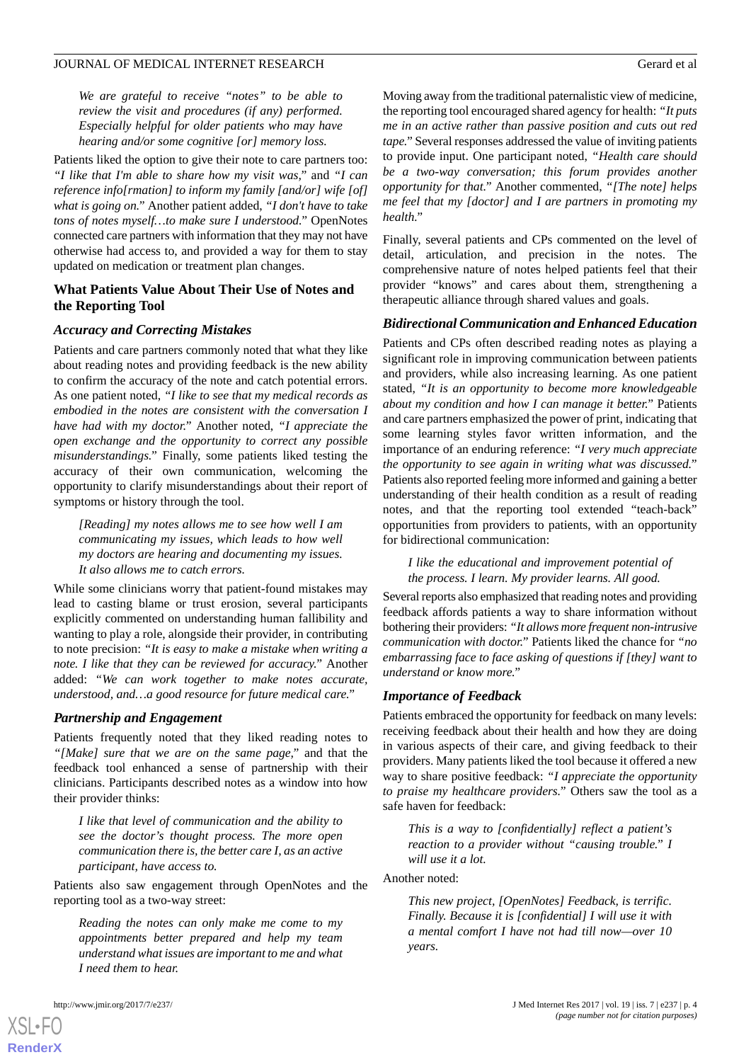> *We are grateful to receive "notes" to be able to review the visit and procedures (if any) performed. Especially helpful for older patients who may have hearing and/or some cognitive [or] memory loss.*

Patients liked the option to give their note to care partners too: *"I like that I'm able to share how my visit was,"* and *"I can reference info[rmation] to inform my family [and/or] wife [of] what is going on."* Another patient added, *"I don't have to take tons of notes myself…to make sure I understood."* OpenNotes connected care partners with information that they may not have otherwise had access to, and provided a way for them to stay updated on medication or treatment plan changes.

## What Patients Value About Their Use of Notes and the Reporting Tool

### Accuracy and Correcting Mistakes

Patients and care partners commonly noted that what they like about reading notes and providing feedback is the new ability to confirm the accuracy of the note and catch potential errors. As one patient noted, *"I like to see that my medical records as embodied in the notes are consistent with the conversation I have had with my doctor."* Another noted, *"I appreciate the open exchange and the opportunity to correct any possible misunderstandings."* Finally, some patients liked testing the accuracy of their own communication, welcoming the opportunity to clarify misunderstandings about their report of symptoms or history through the tool.

> *[Reading] my notes allows me to see how well I am communicating my issues, which leads to how well my doctors are hearing and documenting my issues. It also allows me to catch errors.*

While some clinicians worry that patient-found mistakes may lead to casting blame or trust erosion, several participants explicitly commented on understanding human fallibility and wanting to play a role, alongside their provider, in contributing to note precision: *"It is easy to make a mistake when writing a note. I like that they can be reviewed for accuracy."* Another added: *"We can work together to make notes accurate, understood, and…a good resource for future medical care."*

### Partnership and Engagement

Patients frequently noted that they liked reading notes to *"[Make] sure that we are on the same page,"* and that the feedback tool enhanced a sense of partnership with their clinicians. Participants described notes as a window into how their provider thinks:

> *I like that level of communication and the ability to see the doctor's thought process. The more open communication there is, the better care I, as an active participant, have access to.*

Patients also saw engagement through OpenNotes and the reporting tool as a two-way street:

> *Reading the notes can only make me come to my appointments better prepared and help my team understand what issues are important to me and what I need them to hear.*

Moving away from the traditional paternalistic view of medicine, the reporting tool encouraged shared agency for health: *"It puts me in an active rather than passive position and cuts out red tape."* Several responses addressed the value of inviting patients to provide input. One participant noted, *"Health care should be a two-way conversation; this forum provides another opportunity for that."* Another commented, *"[The note] helps me feel that my [doctor] and I are partners in promoting my health."*

Finally, several patients and CPs commented on the level of detail, articulation, and precision in the notes. The comprehensive nature of notes helped patients feel that their provider "knows" and cares about them, strengthening a therapeutic alliance through shared values and goals.

### Bidirectional Communication and Enhanced Education

Patients and CPs often described reading notes as playing a significant role in improving communication between patients and providers, while also increasing learning. As one patient stated, *"It is an opportunity to become more knowledgeable about my condition and how I can manage it better."* Patients and care partners emphasized the power of print, indicating that some learning styles favor written information, and the importance of an enduring reference: *"I very much appreciate the opportunity to see again in writing what was discussed."* Patients also reported feeling more informed and gaining a better understanding of their health condition as a result of reading notes, and that the reporting tool extended "teach-back" opportunities from providers to patients, with an opportunity for bidirectional communication:

> *I like the educational and improvement potential of the process. I learn. My provider learns. All good.*

Several reports also emphasized that reading notes and providing feedback affords patients a way to share information without bothering their providers: *"It allows more frequent non-intrusive communication with doctor."* Patients liked the chance for *"no embarrassing face to face asking of questions if [they] want to understand or know more."*

### Importance of Feedback

Patients embraced the opportunity for feedback on many levels: receiving feedback about their health and how they are doing in various aspects of their care, and giving feedback to their providers. Many patients liked the tool because it offered a new way to share positive feedback: *"I appreciate the opportunity to praise my healthcare providers."* Others saw the tool as a safe haven for feedback:

> *This is a way to [confidentially] reflect a patient's reaction to a provider without "causing trouble." I will use it a lot.*

Another noted:

> *This new project, [OpenNotes] Feedback, is terrific. Finally. Because it is [confidential] I will use it with a mental comfort I have not had till now—over 10 years.*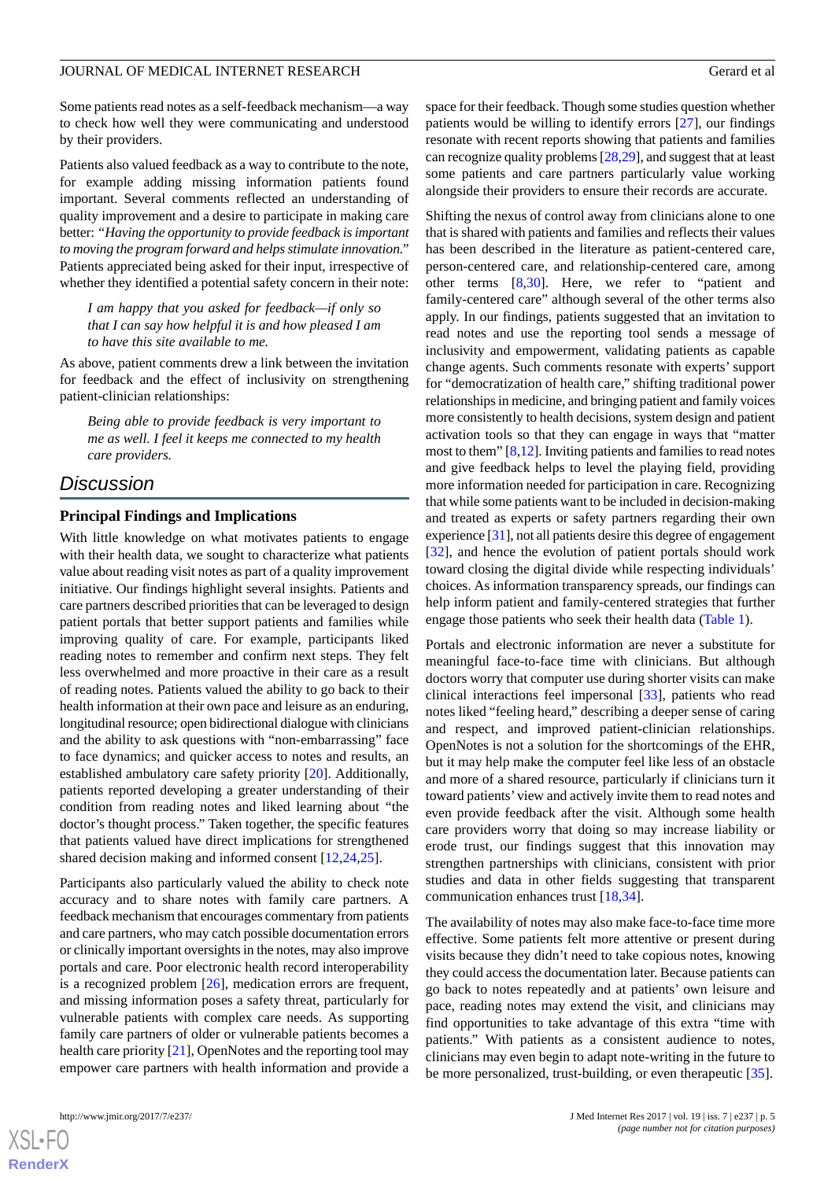Some patients read notes as a self-feedback mechanism—a way to check how well they were communicating and understood by their providers.

Patients also valued feedback as a way to contribute to the note, for example adding missing information patients found important. Several comments reflected an understanding of quality improvement and a desire to participate in making care better: *"Having the opportunity to provide feedback is important to moving the program forward and helps stimulate innovation."* Patients appreciated being asked for their input, irrespective of whether they identified a potential safety concern in their note:

> *I am happy that you asked for feedback—if only so that I can say how helpful it is and how pleased I am to have this site available to me.*

As above, patient comments drew a link between the invitation for feedback and the effect of inclusivity on strengthening patient-clinician relationships:

> *Being able to provide feedback is very important to me as well. I feel it keeps me connected to my health care providers.*

## Discussion

### Principal Findings and Implications

With little knowledge on what motivates patients to engage with their health data, we sought to characterize what patients value about reading visit notes as part of a quality improvement initiative. Our findings highlight several insights. Patients and care partners described priorities that can be leveraged to design patient portals that better support patients and families while improving quality of care. For example, participants liked reading notes to remember and confirm next steps. They felt less overwhelmed and more proactive in their care as a result of reading notes. Patients valued the ability to go back to their health information at their own pace and leisure as an enduring, longitudinal resource; open bidirectional dialogue with clinicians and the ability to ask questions with "non-embarrassing" face to face dynamics; and quicker access to notes and results, an established ambulatory care safety priority [20]. Additionally, patients reported developing a greater understanding of their condition from reading notes and liked learning about "the doctor's thought process." Taken together, the specific features that patients valued have direct implications for strengthened shared decision making and informed consent [12,24,25].

Participants also particularly valued the ability to check note accuracy and to share notes with family care partners. A feedback mechanism that encourages commentary from patients and care partners, who may catch possible documentation errors or clinically important oversights in the notes, may also improve portals and care. Poor electronic health record interoperability is a recognized problem [26], medication errors are frequent, and missing information poses a safety threat, particularly for vulnerable patients with complex care needs. As supporting family care partners of older or vulnerable patients becomes a health care priority [21], OpenNotes and the reporting tool may empower care partners with health information and provide a space for their feedback. Though some studies question whether patients would be willing to identify errors [27], our findings resonate with recent reports showing that patients and families can recognize quality problems [28,29], and suggest that at least some patients and care partners particularly value working alongside their providers to ensure their records are accurate.

Shifting the nexus of control away from clinicians alone to one that is shared with patients and families and reflects their values has been described in the literature as patient-centered care, person-centered care, and relationship-centered care, among other terms [8,30]. Here, we refer to "patient and family-centered care" although several of the other terms also apply. In our findings, patients suggested that an invitation to read notes and use the reporting tool sends a message of inclusivity and empowerment, validating patients as capable change agents. Such comments resonate with experts' support for "democratization of health care," shifting traditional power relationships in medicine, and bringing patient and family voices more consistently to health decisions, system design and patient activation tools so that they can engage in ways that "matter most to them" [8,12]. Inviting patients and families to read notes and give feedback helps to level the playing field, providing more information needed for participation in care. Recognizing that while some patients want to be included in decision-making and treated as experts or safety partners regarding their own experience [31], not all patients desire this degree of engagement [32], and hence the evolution of patient portals should work toward closing the digital divide while respecting individuals' choices. As information transparency spreads, our findings can help inform patient and family-centered strategies that further engage those patients who seek their health data (Table 1).

Portals and electronic information are never a substitute for meaningful face-to-face time with clinicians. But although doctors worry that computer use during shorter visits can make clinical interactions feel impersonal [33], patients who read notes liked "feeling heard," describing a deeper sense of caring and respect, and improved patient-clinician relationships. OpenNotes is not a solution for the shortcomings of the EHR, but it may help make the computer feel like less of an obstacle and more of a shared resource, particularly if clinicians turn it toward patients' view and actively invite them to read notes and even provide feedback after the visit. Although some health care providers worry that doing so may increase liability or erode trust, our findings suggest that this innovation may strengthen partnerships with clinicians, consistent with prior studies and data in other fields suggesting that transparent communication enhances trust [18,34].

The availability of notes may also make face-to-face time more effective. Some patients felt more attentive or present during visits because they didn't need to take copious notes, knowing they could access the documentation later. Because patients can go back to notes repeatedly and at patients' own leisure and pace, reading notes may extend the visit, and clinicians may find opportunities to take advantage of this extra "time with patients." With patients as a consistent audience to notes, clinicians may even begin to adapt note-writing in the future to be more personalized, trust-building, or even therapeutic [35].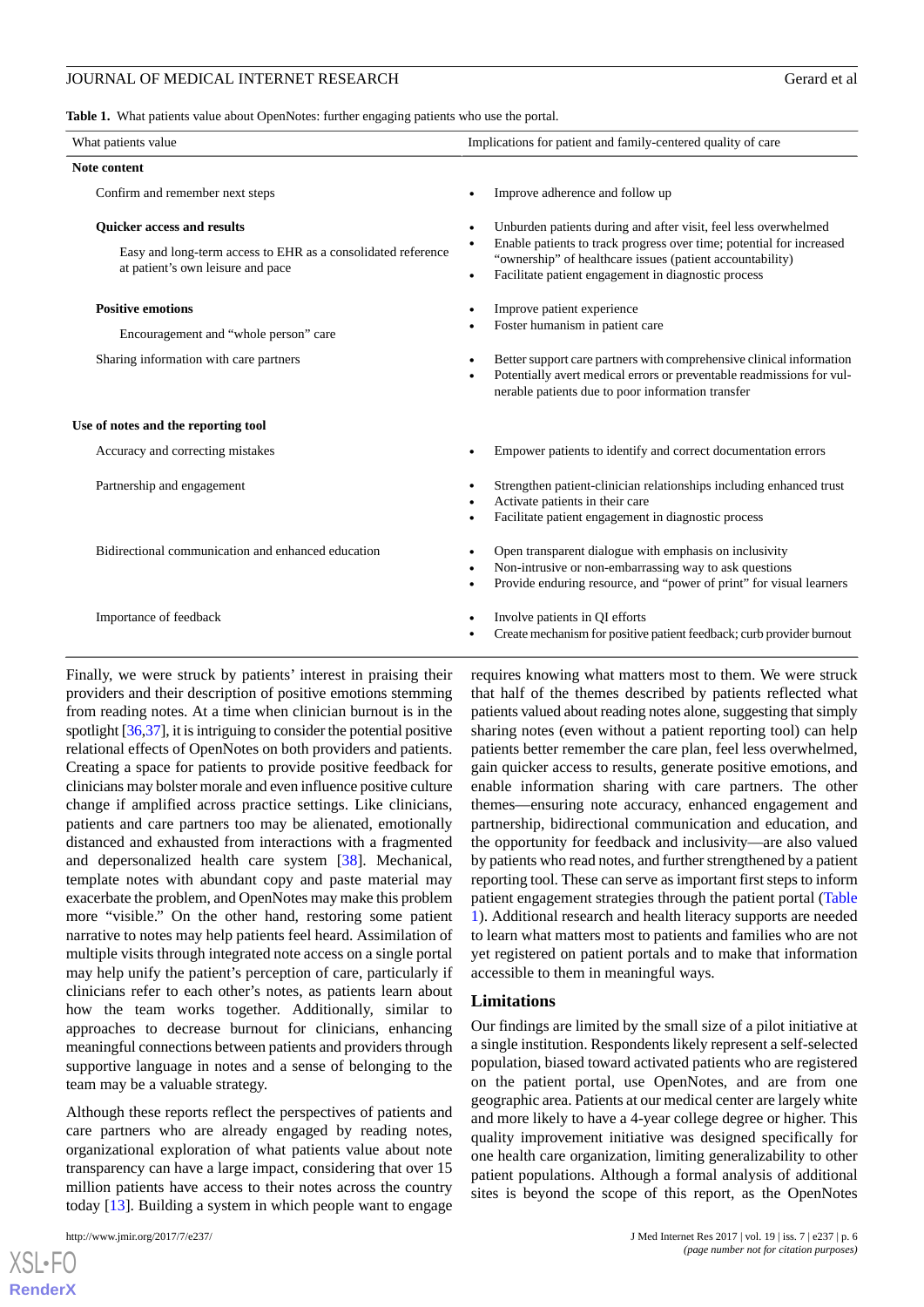**Table 1.** What patients value about OpenNotes: further engaging patients who use the portal.

| What patients value | Implications for patient and family-centered quality of care |
| --- | --- |
| **Note content** | |
| Confirm and remember next steps | • Improve adherence and follow up |
| **Quicker access and results** | • Unburden patients during and after visit, feel less overwhelmed |
| Easy and long-term access to EHR as a consolidated reference at patient's own leisure and pace | • Enable patients to track progress over time; potential for increased "ownership" of healthcare issues (patient accountability) • Facilitate patient engagement in diagnostic process |
| **Positive emotions** | • Improve patient experience |
| Encouragement and "whole person" care | • Foster humanism in patient care |
| Sharing information with care partners | • Better support care partners with comprehensive clinical information • Potentially avert medical errors or preventable readmissions for vulnerable patients due to poor information transfer |
| **Use of notes and the reporting tool** | |
| Accuracy and correcting mistakes | • Empower patients to identify and correct documentation errors |
| Partnership and engagement | • Strengthen patient-clinician relationships including enhanced trust • Activate patients in their care • Facilitate patient engagement in diagnostic process |
| Bidirectional communication and enhanced education | • Open transparent dialogue with emphasis on inclusivity • Non-intrusive or non-embarrassing way to ask questions • Provide enduring resource, and "power of print" for visual learners |
| Importance of feedback | • Involve patients in QI efforts • Create mechanism for positive patient feedback; curb provider burnout |

Finally, we were struck by patients' interest in praising their providers and their description of positive emotions stemming from reading notes. At a time when clinician burnout is in the spotlight [36,37], it is intriguing to consider the potential positive relational effects of OpenNotes on both providers and patients. Creating a space for patients to provide positive feedback for clinicians may bolster morale and even influence positive culture change if amplified across practice settings. Like clinicians, patients and care partners too may be alienated, emotionally distanced and exhausted from interactions with a fragmented and depersonalized health care system [38]. Mechanical, template notes with abundant copy and paste material may exacerbate the problem, and OpenNotes may make this problem more "visible." On the other hand, restoring some patient narrative to notes may help patients feel heard. Assimilation of multiple visits through integrated note access on a single portal may help unify the patient's perception of care, particularly if clinicians refer to each other's notes, as patients learn about how the team works together. Additionally, similar to approaches to decrease burnout for clinicians, enhancing meaningful connections between patients and providers through supportive language in notes and a sense of belonging to the team may be a valuable strategy.

Although these reports reflect the perspectives of patients and care partners who are already engaged by reading notes, organizational exploration of what patients value about note transparency can have a large impact, considering that over 15 million patients have access to their notes across the country today [13]. Building a system in which people want to engage requires knowing what matters most to them. We were struck that half of the themes described by patients reflected what patients valued about reading notes alone, suggesting that simply sharing notes (even without a patient reporting tool) can help patients better remember the care plan, feel less overwhelmed, gain quicker access to results, generate positive emotions, and enable information sharing with care partners. The other themes—ensuring note accuracy, enhanced engagement and partnership, bidirectional communication and education, and the opportunity for feedback and inclusivity—are also valued by patients who read notes, and further strengthened by a patient reporting tool. These can serve as important first steps to inform patient engagement strategies through the patient portal (Table 1). Additional research and health literacy supports are needed to learn what matters most to patients and families who are not yet registered on patient portals and to make that information accessible to them in meaningful ways.

## Limitations

Our findings are limited by the small size of a pilot initiative at a single institution. Respondents likely represent a self-selected population, biased toward activated patients who are registered on the patient portal, use OpenNotes, and are from one geographic area. Patients at our medical center are largely white and more likely to have a 4-year college degree or higher. This quality improvement initiative was designed specifically for one health care organization, limiting generalizability to other patient populations. Although a formal analysis of additional sites is beyond the scope of this report, as the OpenNotes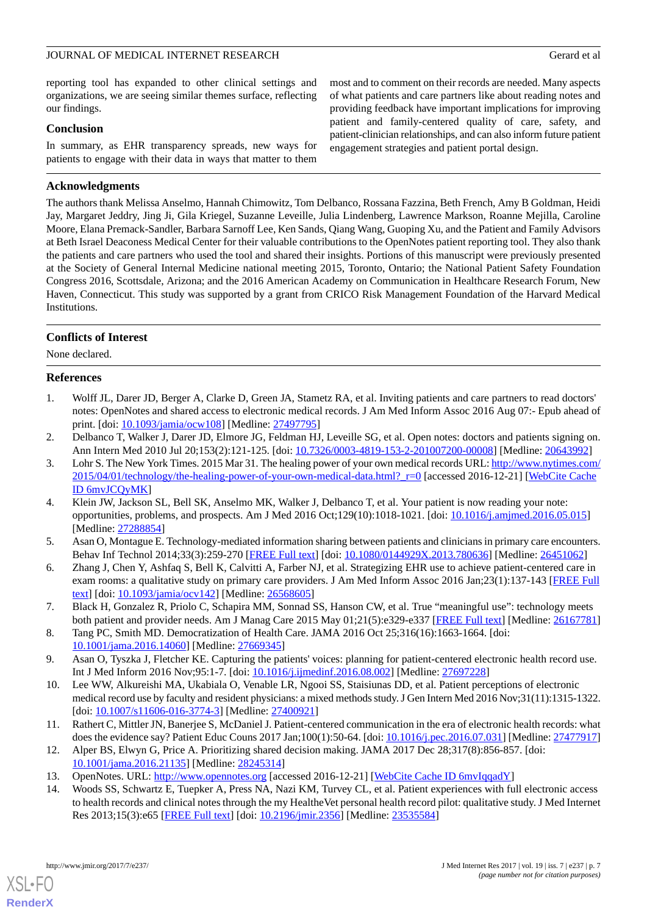reporting tool has expanded to other clinical settings and organizations, we are seeing similar themes surface, reflecting our findings.

## Conclusion

In summary, as EHR transparency spreads, new ways for patients to engage with their data in ways that matter to them most and to comment on their records are needed. Many aspects of what patients and care partners like about reading notes and providing feedback have important implications for improving patient and family-centered quality of care, safety, and patient-clinician relationships, and can also inform future patient engagement strategies and patient portal design.

## Acknowledgments

The authors thank Melissa Anselmo, Hannah Chimowitz, Tom Delbanco, Rossana Fazzina, Beth French, Amy B Goldman, Heidi Jay, Margaret Jeddry, Jing Ji, Gila Kriegel, Suzanne Leveille, Julia Lindenberg, Lawrence Markson, Roanne Mejilla, Caroline Moore, Elana Premack-Sandler, Barbara Sarnoff Lee, Ken Sands, Qiang Wang, Guoping Xu, and the Patient and Family Advisors at Beth Israel Deaconess Medical Center for their valuable contributions to the OpenNotes patient reporting tool. They also thank the patients and care partners who used the tool and shared their insights. Portions of this manuscript were previously presented at the Society of General Internal Medicine national meeting 2015, Toronto, Ontario; the National Patient Safety Foundation Congress 2016, Scottsdale, Arizona; and the 2016 American Academy on Communication in Healthcare Research Forum, New Haven, Connecticut. This study was supported by a grant from CRICO Risk Management Foundation of the Harvard Medical Institutions.

## Conflicts of Interest

None declared.

## References

1. Wolff JL, Darer JD, Berger A, Clarke D, Green JA, Stametz RA, et al. Inviting patients and care partners to read doctors' notes: OpenNotes and shared access to electronic medical records. J Am Med Inform Assoc 2016 Aug 07:- Epub ahead of print. [doi: 10.1093/jamia/ocw108] [Medline: 27497795]
2. Delbanco T, Walker J, Darer JD, Elmore JG, Feldman HJ, Leveille SG, et al. Open notes: doctors and patients signing on. Ann Intern Med 2010 Jul 20;153(2):121-125. [doi: 10.7326/0003-4819-153-2-201007200-00008] [Medline: 20643992]
3. Lohr S. The New York Times. 2015 Mar 31. The healing power of your own medical records URL: http://www.nytimes.com/2015/04/01/technology/the-healing-power-of-your-own-medical-data.html?_r=0 [accessed 2016-12-21] [WebCite Cache ID 6mvJCQyMK]
4. Klein JW, Jackson SL, Bell SK, Anselmo MK, Walker J, Delbanco T, et al. Your patient is now reading your note: opportunities, problems, and prospects. Am J Med 2016 Oct;129(10):1018-1021. [doi: 10.1016/j.amjmed.2016.05.015] [Medline: 27288854]
5. Asan O, Montague E. Technology-mediated information sharing between patients and clinicians in primary care encounters. Behav Inf Technol 2014;33(3):259-270 [FREE Full text] [doi: 10.1080/0144929X.2013.780636] [Medline: 26451062]
6. Zhang J, Chen Y, Ashfaq S, Bell K, Calvitti A, Farber NJ, et al. Strategizing EHR use to achieve patient-centered care in exam rooms: a qualitative study on primary care providers. J Am Med Inform Assoc 2016 Jan;23(1):137-143 [FREE Full text] [doi: 10.1093/jamia/ocv142] [Medline: 26568605]
7. Black H, Gonzalez R, Priolo C, Schapira MM, Sonnad SS, Hanson CW, et al. True “meaningful use”: technology meets both patient and provider needs. Am J Manag Care 2015 May 01;21(5):e329-e337 [FREE Full text] [Medline: 26167781]
8. Tang PC, Smith MD. Democratization of Health Care. JAMA 2016 Oct 25;316(16):1663-1664. [doi: 10.1001/jama.2016.14060] [Medline: 27669345]
9. Asan O, Tyszka J, Fletcher KE. Capturing the patients' voices: planning for patient-centered electronic health record use. Int J Med Inform 2016 Nov;95:1-7. [doi: 10.1016/j.ijmedinf.2016.08.002] [Medline: 27697228]
10. Lee WW, Alkureishi MA, Ukabiala O, Venable LR, Ngooi SS, Staisiunas DD, et al. Patient perceptions of electronic medical record use by faculty and resident physicians: a mixed methods study. J Gen Intern Med 2016 Nov;31(11):1315-1322. [doi: 10.1007/s11606-016-3774-3] [Medline: 27400921]
11. Rathert C, Mittler JN, Banerjee S, McDaniel J. Patient-centered communication in the era of electronic health records: what does the evidence say? Patient Educ Couns 2017 Jan;100(1):50-64. [doi: 10.1016/j.pec.2016.07.031] [Medline: 27477917]
12. Alper BS, Elwyn G, Price A. Prioritizing shared decision making. JAMA 2017 Dec 28;317(8):856-857. [doi: 10.1001/jama.2016.21135] [Medline: 28245314]
13. OpenNotes. URL: http://www.opennotes.org [accessed 2016-12-21] [WebCite Cache ID 6mvIqqadY]
14. Woods SS, Schwartz E, Tuepker A, Press NA, Nazi KM, Turvey CL, et al. Patient experiences with full electronic access to health records and clinical notes through the my HealtheVet personal health record pilot: qualitative study. J Med Internet Res 2013;15(3):e65 [FREE Full text] [doi: 10.2196/jmir.2356] [Medline: 23535584]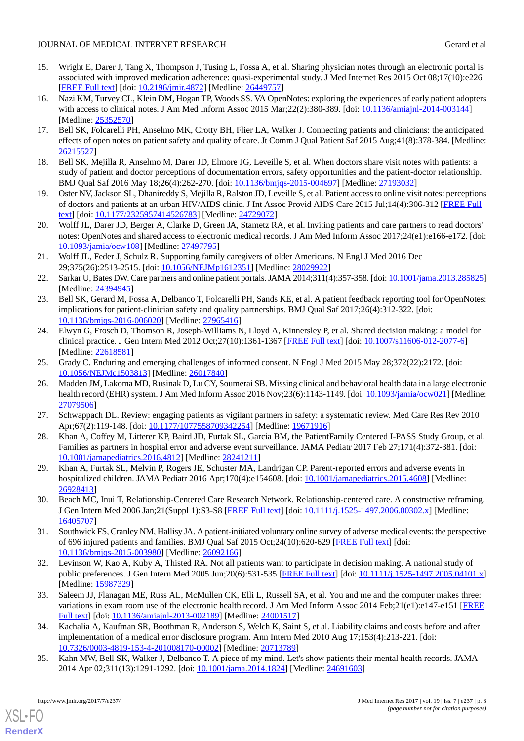15. Wright E, Darer J, Tang X, Thompson J, Tusing L, Fossa A, et al. Sharing physician notes through an electronic portal is associated with improved medication adherence: quasi-experimental study. J Med Internet Res 2015 Oct 08;17(10):e226 [FREE Full text] [doi: 10.2196/jmir.4872] [Medline: 26449757]
16. Nazi KM, Turvey CL, Klein DM, Hogan TP, Woods SS. VA OpenNotes: exploring the experiences of early patient adopters with access to clinical notes. J Am Med Inform Assoc 2015 Mar;22(2):380-389. [doi: 10.1136/amiajnl-2014-003144] [Medline: 25352570]
17. Bell SK, Folcarelli PH, Anselmo MK, Crotty BH, Flier LA, Walker J. Connecting patients and clinicians: the anticipated effects of open notes on patient safety and quality of care. Jt Comm J Qual Patient Saf 2015 Aug;41(8):378-384. [Medline: 26215527]
18. Bell SK, Mejilla R, Anselmo M, Darer JD, Elmore JG, Leveille S, et al. When doctors share visit notes with patients: a study of patient and doctor perceptions of documentation errors, safety opportunities and the patient-doctor relationship. BMJ Qual Saf 2016 May 18;26(4):262-270. [doi: 10.1136/bmjqs-2015-004697] [Medline: 27193032]
19. Oster NV, Jackson SL, Dhanireddy S, Mejilla R, Ralston JD, Leveille S, et al. Patient access to online visit notes: perceptions of doctors and patients at an urban HIV/AIDS clinic. J Int Assoc Provid AIDS Care 2015 Jul;14(4):306-312 [FREE Full text] [doi: 10.1177/2325957414526783] [Medline: 24729072]
20. Wolff JL, Darer JD, Berger A, Clarke D, Green JA, Stametz RA, et al. Inviting patients and care partners to read doctors' notes: OpenNotes and shared access to electronic medical records. J Am Med Inform Assoc 2017;24(e1):e166-e172. [doi: 10.1093/jamia/ocw108] [Medline: 27497795]
21. Wolff JL, Feder J, Schulz R. Supporting family caregivers of older Americans. N Engl J Med 2016 Dec 29;375(26):2513-2515. [doi: 10.1056/NEJMp1612351] [Medline: 28029922]
22. Sarkar U, Bates DW. Care partners and online patient portals. JAMA 2014;311(4):357-358. [doi: 10.1001/jama.2013.285825] [Medline: 24394945]
23. Bell SK, Gerard M, Fossa A, Delbanco T, Folcarelli PH, Sands KE, et al. A patient feedback reporting tool for OpenNotes: implications for patient-clinician safety and quality partnerships. BMJ Qual Saf 2017;26(4):312-322. [doi: 10.1136/bmjqs-2016-006020] [Medline: 27965416]
24. Elwyn G, Frosch D, Thomson R, Joseph-Williams N, Lloyd A, Kinnersley P, et al. Shared decision making: a model for clinical practice. J Gen Intern Med 2012 Oct;27(10):1361-1367 [FREE Full text] [doi: 10.1007/s11606-012-2077-6] [Medline: 22618581]
25. Grady C. Enduring and emerging challenges of informed consent. N Engl J Med 2015 May 28;372(22):2172. [doi: 10.1056/NEJMc1503813] [Medline: 26017840]
26. Madden JM, Lakoma MD, Rusinak D, Lu CY, Soumerai SB. Missing clinical and behavioral health data in a large electronic health record (EHR) system. J Am Med Inform Assoc 2016 Nov;23(6):1143-1149. [doi: 10.1093/jamia/ocw021] [Medline: 27079506]
27. Schwappach DL. Review: engaging patients as vigilant partners in safety: a systematic review. Med Care Res Rev 2010 Apr;67(2):119-148. [doi: 10.1177/1077558709342254] [Medline: 19671916]
28. Khan A, Coffey M, Litterer KP, Baird JD, Furtak SL, Garcia BM, the PatientFamily Centered I-PASS Study Group, et al. Families as partners in hospital error and adverse event surveillance. JAMA Pediatr 2017 Feb 27;171(4):372-381. [doi: 10.1001/jamapediatrics.2016.4812] [Medline: 28241211]
29. Khan A, Furtak SL, Melvin P, Rogers JE, Schuster MA, Landrigan CP. Parent-reported errors and adverse events in hospitalized children. JAMA Pediatr 2016 Apr;170(4):e154608. [doi: 10.1001/jamapediatrics.2015.4608] [Medline: 26928413]
30. Beach MC, Inui T, Relationship-Centered Care Research Network. Relationship-centered care. A constructive reframing. J Gen Intern Med 2006 Jan;21(Suppl 1):S3-S8 [FREE Full text] [doi: 10.1111/j.1525-1497.2006.00302.x] [Medline: 16405707]
31. Southwick FS, Cranley NM, Hallisy JA. A patient-initiated voluntary online survey of adverse medical events: the perspective of 696 injured patients and families. BMJ Qual Saf 2015 Oct;24(10):620-629 [FREE Full text] [doi: 10.1136/bmjqs-2015-003980] [Medline: 26092166]
32. Levinson W, Kao A, Kuby A, Thisted RA. Not all patients want to participate in decision making. A national study of public preferences. J Gen Intern Med 2005 Jun;20(6):531-535 [FREE Full text] [doi: 10.1111/j.1525-1497.2005.04101.x] [Medline: 15987329]
33. Saleem JJ, Flanagan ME, Russ AL, McMullen CK, Elli L, Russell SA, et al. You and me and the computer makes three: variations in exam room use of the electronic health record. J Am Med Inform Assoc 2014 Feb;21(e1):e147-e151 [FREE Full text] [doi: 10.1136/amiajnl-2013-002189] [Medline: 24001517]
34. Kachalia A, Kaufman SR, Boothman R, Anderson S, Welch K, Saint S, et al. Liability claims and costs before and after implementation of a medical error disclosure program. Ann Intern Med 2010 Aug 17;153(4):213-221. [doi: 10.7326/0003-4819-153-4-201008170-00002] [Medline: 20713789]
35. Kahn MW, Bell SK, Walker J, Delbanco T. A piece of my mind. Let's show patients their mental health records. JAMA 2014 Apr 02;311(13):1291-1292. [doi: 10.1001/jama.2014.1824] [Medline: 24691603]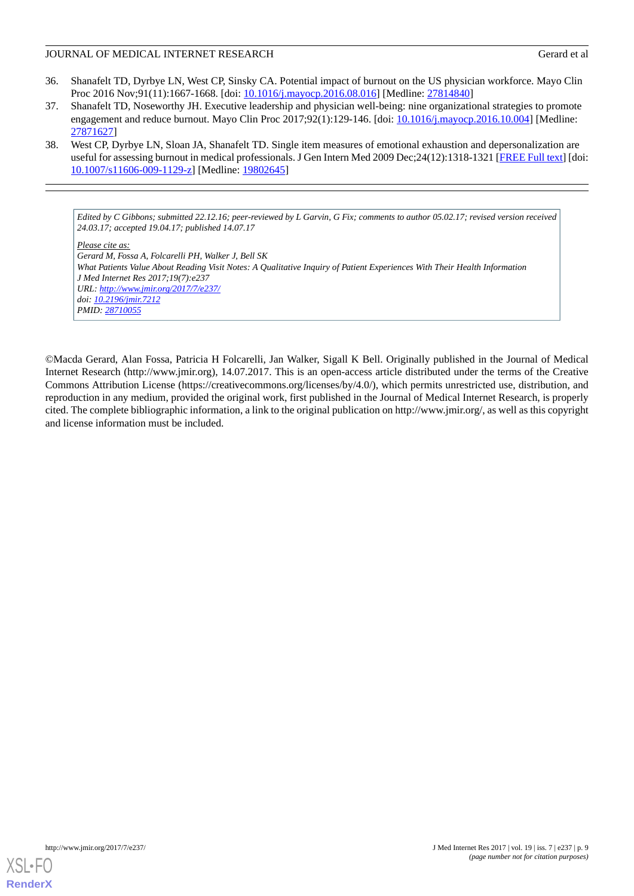36. Shanafelt TD, Dyrbye LN, West CP, Sinsky CA. Potential impact of burnout on the US physician workforce. Mayo Clin Proc 2016 Nov;91(11):1667-1668. [doi: 10.1016/j.mayocp.2016.08.016] [Medline: 27814840]
37. Shanafelt TD, Noseworthy JH. Executive leadership and physician well-being: nine organizational strategies to promote engagement and reduce burnout. Mayo Clin Proc 2017;92(1):129-146. [doi: 10.1016/j.mayocp.2016.10.004] [Medline: 27871627]
38. West CP, Dyrbye LN, Sloan JA, Shanafelt TD. Single item measures of emotional exhaustion and depersonalization are useful for assessing burnout in medical professionals. J Gen Intern Med 2009 Dec;24(12):1318-1321 [FREE Full text] [doi: 10.1007/s11606-009-1129-z] [Medline: 19802645]

---

*Edited by C Gibbons; submitted 22.12.16; peer-reviewed by L Garvin, G Fix; comments to author 05.02.17; revised version received 24.03.17; accepted 19.04.17; published 14.07.17*

*Please cite as:*
*Gerard M, Fossa A, Folcarelli PH, Walker J, Bell SK*
*What Patients Value About Reading Visit Notes: A Qualitative Inquiry of Patient Experiences With Their Health Information*
*J Med Internet Res 2017;19(7):e237*
*URL: http://www.jmir.org/2017/7/e237/*
*doi: 10.2196/jmir.7212*
*PMID: 28710055*

©Macda Gerard, Alan Fossa, Patricia H Folcarelli, Jan Walker, Sigall K Bell. Originally published in the Journal of Medical Internet Research (http://www.jmir.org), 14.07.2017. This is an open-access article distributed under the terms of the Creative Commons Attribution License (https://creativecommons.org/licenses/by/4.0/), which permits unrestricted use, distribution, and reproduction in any medium, provided the original work, first published in the Journal of Medical Internet Research, is properly cited. The complete bibliographic information, a link to the original publication on http://www.jmir.org/, as well as this copyright and license information must be included.